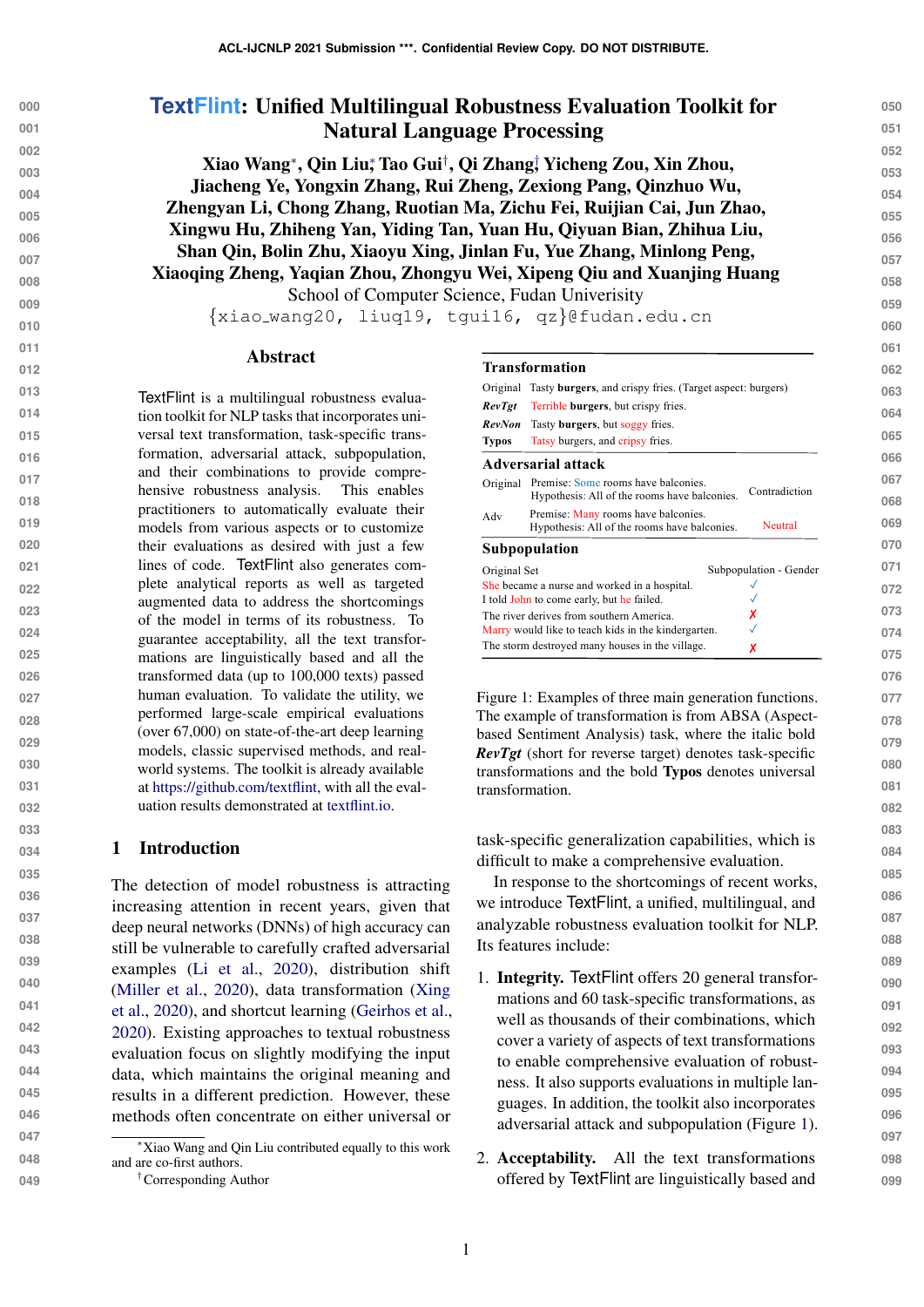# TextFlint: Unified Multilingual Robustness Evaluation Toolkit for Natural Language Processing

**Xiao Wang***, **Qin Liu***, **Tao Gui**†, **Qi Zhang**†, **Yicheng Zou, Xin Zhou, Jiacheng Ye, Yongxin Zhang, Rui Zheng, Zexiong Pang, Qinzhuo Wu, Zhengyan Li, Chong Zhang, Ruotian Ma, Zichu Fei, Ruijian Cai, Jun Zhao, Xingwu Hu, Zhiheng Yan, Yiding Tan, Yuan Hu, Qiyuan Bian, Zhihua Liu, Shan Qin, Bolin Zhu, Xiaoyu Xing, Jinlan Fu, Yue Zhang, Minlong Peng, Xiaoqing Zheng, Yaqian Zhou, Zhongyu Wei, Xipeng Qiu and Xuanjing Huang**

School of Computer Science, Fudan University

{xiao_wang20, liuq19, tgui16, qz}@fudan.edu.cn

## Abstract

TextFlint is a multilingual robustness evaluation toolkit for NLP tasks that incorporates universal text transformation, task-specific transformation, adversarial attack, subpopulation, and their combinations to provide comprehensive robustness analysis. This enables practitioners to automatically evaluate their models from various aspects or to customize their evaluations as desired with just a few lines of code. TextFlint also generates complete analytical reports as well as targeted augmented data to address the shortcomings of the model in terms of its robustness. To guarantee acceptability, all the text transformations are linguistically based and all the transformed data (up to 100,000 texts) passed human evaluation. To validate the utility, we performed large-scale empirical evaluations (over 67,000) on state-of-the-art deep learning models, classic supervised methods, and real-world systems. The toolkit is already available at https://github.com/textflint, with all the evaluation results demonstrated at textflint.io.

**Transformation**

| | |
|---|---|
| Original | Tasty **burgers**, and crispy fries. (Target aspect: burgers) |
| ***RevTgt*** | Terrible **burgers**, but crispy fries. |
| ***RevNon*** | Tasty **burgers**, but soggy fries. |
| **Typos** | Tatsy burgers, and cripsy fries. |

**Adversarial attack**

| | | |
|---|---|---|
| Original | Premise: Some rooms have balconies. Hypothesis: All of the rooms have balconies. | Contradiction |
| Adv | Premise: Many rooms have balconies. Hypothesis: All of the rooms have balconies. | Neutral |

**Subpopulation**

| Original Set | Subpopulation - Gender |
|---|---|
| She became a nurse and worked in a hospital. | ✓ |
| I told John to come early, but he failed. | ✓ |
| The river derives from southern America. | ✗ |
| Marry would like to teach kids in the kindergarten. | ✓ |
| The storm destroyed many houses in the village. | ✗ |

Figure 1: Examples of three main generation functions. The example of transformation is from ABSA (Aspect-based Sentiment Analysis) task, where the italic bold ***RevTgt*** (short for reverse target) denotes task-specific transformations and the bold **Typos** denotes universal transformation.

## 1 Introduction

The detection of model robustness is attracting increasing attention in recent years, given that deep neural networks (DNNs) of high accuracy can still be vulnerable to carefully crafted adversarial examples (Li et al., 2020), distribution shift (Miller et al., 2020), data transformation (Xing et al., 2020), and shortcut learning (Geirhos et al., 2020). Existing approaches to textual robustness evaluation focus on slightly modifying the input data, which maintains the original meaning and results in a different prediction. However, these methods often concentrate on either universal or task-specific generalization capabilities, which is difficult to make a comprehensive evaluation.

In response to the shortcomings of recent works, we introduce TextFlint, a unified, multilingual, and analyzable robustness evaluation toolkit for NLP. Its features include:

1. **Integrity.** TextFlint offers 20 general transformations and 60 task-specific transformations, as well as thousands of their combinations, which cover a variety of aspects of text transformations to enable comprehensive evaluation of robustness. It also supports evaluations in multiple languages. In addition, the toolkit also incorporates adversarial attack and subpopulation (Figure 1).

2. **Acceptability.** All the text transformations offered by TextFlint are linguistically based and

*Xiao Wang and Qin Liu contributed equally to this work and are co-first authors.

†Corresponding Author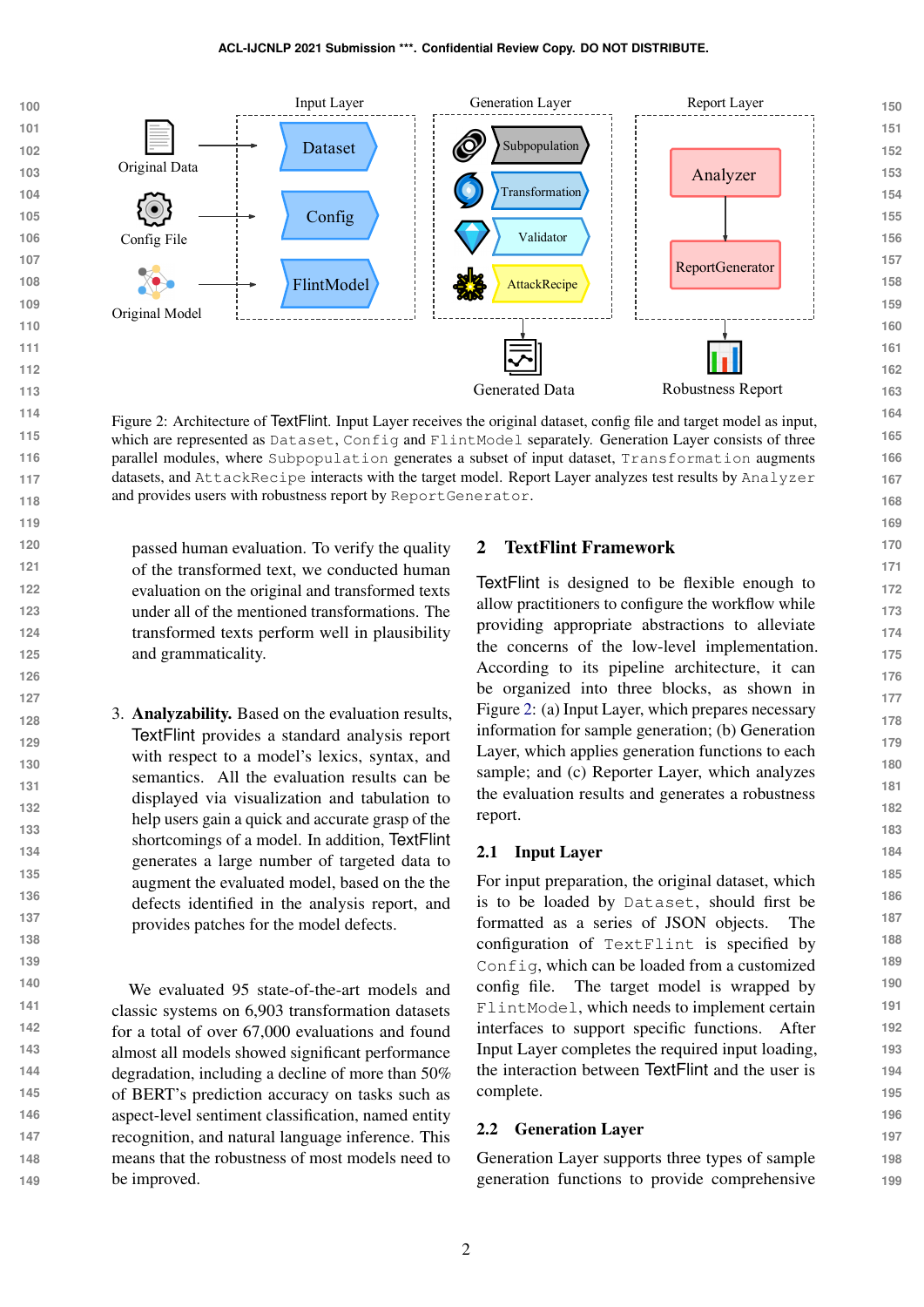Input Layer | Generation Layer | Report Layer

Original Data → Dataset; Config File → Config; Original Model → FlintModel

Subpopulation, Transformation, Validator, AttackRecipe → Generated Data

Analyzer → ReportGenerator → Robustness Report

Figure 2: Architecture of TextFlint. Input Layer receives the original dataset, config file and target model as input, which are represented as `Dataset`, `Config` and `FlintModel` separately. Generation Layer consists of three parallel modules, where `Subpopulation` generates a subset of input dataset, `Transformation` augments datasets, and `AttackRecipe` interacts with the target model. Report Layer analyzes test results by `Analyzer` and provides users with robustness report by `ReportGenerator`.

passed human evaluation. To verify the quality of the transformed text, we conducted human evaluation on the original and transformed texts under all of the mentioned transformations. The transformed texts perform well in plausibility and grammaticality.

3. **Analyzability.** Based on the evaluation results, TextFlint provides a standard analysis report with respect to a model's lexics, syntax, and semantics. All the evaluation results can be displayed via visualization and tabulation to help users gain a quick and accurate grasp of the shortcomings of a model. In addition, TextFlint generates a large number of targeted data to augment the evaluated model, based on the the defects identified in the analysis report, and provides patches for the model defects.

We evaluated 95 state-of-the-art models and classic systems on 6,903 transformation datasets for a total of over 67,000 evaluations and found almost all models showed significant performance degradation, including a decline of more than 50% of BERT's prediction accuracy on tasks such as aspect-level sentiment classification, named entity recognition, and natural language inference. This means that the robustness of most models need to be improved.

## 2 TextFlint Framework

TextFlint is designed to be flexible enough to allow practitioners to configure the workflow while providing appropriate abstractions to alleviate the concerns of the low-level implementation. According to its pipeline architecture, it can be organized into three blocks, as shown in Figure 2: (a) Input Layer, which prepares necessary information for sample generation; (b) Generation Layer, which applies generation functions to each sample; and (c) Reporter Layer, which analyzes the evaluation results and generates a robustness report.

### 2.1 Input Layer

For input preparation, the original dataset, which is to be loaded by `Dataset`, should first be formatted as a series of JSON objects. The configuration of `TextFlint` is specified by `Config`, which can be loaded from a customized config file. The target model is wrapped by `FlintModel`, which needs to implement certain interfaces to support specific functions. After Input Layer completes the required input loading, the interaction between TextFlint and the user is complete.

### 2.2 Generation Layer

Generation Layer supports three types of sample generation functions to provide comprehensive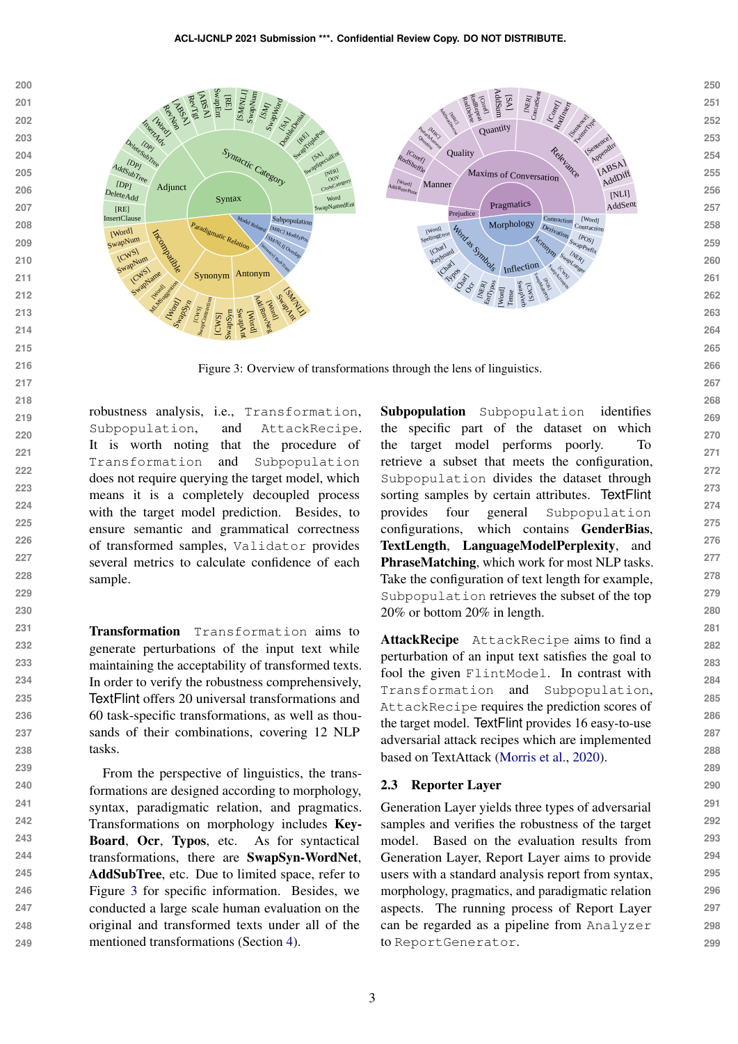Figure 3: Overview of transformations through the lens of linguistics.

robustness analysis, i.e., `Transformation`, `Subpopulation`, and `AttackRecipe`. It is worth noting that the procedure of `Transformation` and `Subpopulation` does not require querying the target model, which means it is a completely decoupled process with the target model prediction. Besides, to ensure semantic and grammatical correctness of transformed samples, `Validator` provides several metrics to calculate confidence of each sample.

**Transformation** `Transformation` aims to generate perturbations of the input text while maintaining the acceptability of transformed texts. In order to verify the robustness comprehensively, TextFlint offers 20 universal transformations and 60 task-specific transformations, as well as thousands of their combinations, covering 12 NLP tasks.

From the perspective of linguistics, the transformations are designed according to morphology, syntax, paradigmatic relation, and pragmatics. Transformations on morphology includes **KeyBoard**, **Ocr**, **Typos**, etc. As for syntactical transformations, there are **SwapSyn-WordNet**, **AddSubTree**, etc. Due to limited space, refer to Figure 3 for specific information. Besides, we conducted a large scale human evaluation on the original and transformed texts under all of the mentioned transformations (Section 4).

**Subpopulation** `Subpopulation` identifies the specific part of the dataset on which the target model performs poorly. To retrieve a subset that meets the configuration, `Subpopulation` divides the dataset through sorting samples by certain attributes. TextFlint provides four general `Subpopulation` configurations, which contains **GenderBias**, **TextLength**, **LanguageModelPerplexity**, and **PhraseMatching**, which work for most NLP tasks. Take the configuration of text length for example, `Subpopulation` retrieves the subset of the top 20% or bottom 20% in length.

**AttackRecipe** `AttackRecipe` aims to find a perturbation of an input text satisfies the goal to fool the given `FlintModel`. In contrast with `Transformation` and `Subpopulation`, `AttackRecipe` requires the prediction scores of the target model. TextFlint provides 16 easy-to-use adversarial attack recipes which are implemented based on TextAttack (Morris et al., 2020).

## 2.3 Reporter Layer

Generation Layer yields three types of adversarial samples and verifies the robustness of the target model. Based on the evaluation results from Generation Layer, Report Layer aims to provide users with a standard analysis report from syntax, morphology, pragmatics, and paradigmatic relation aspects. The running process of Report Layer can be regarded as a pipeline from `Analyzer` to `ReportGenerator`.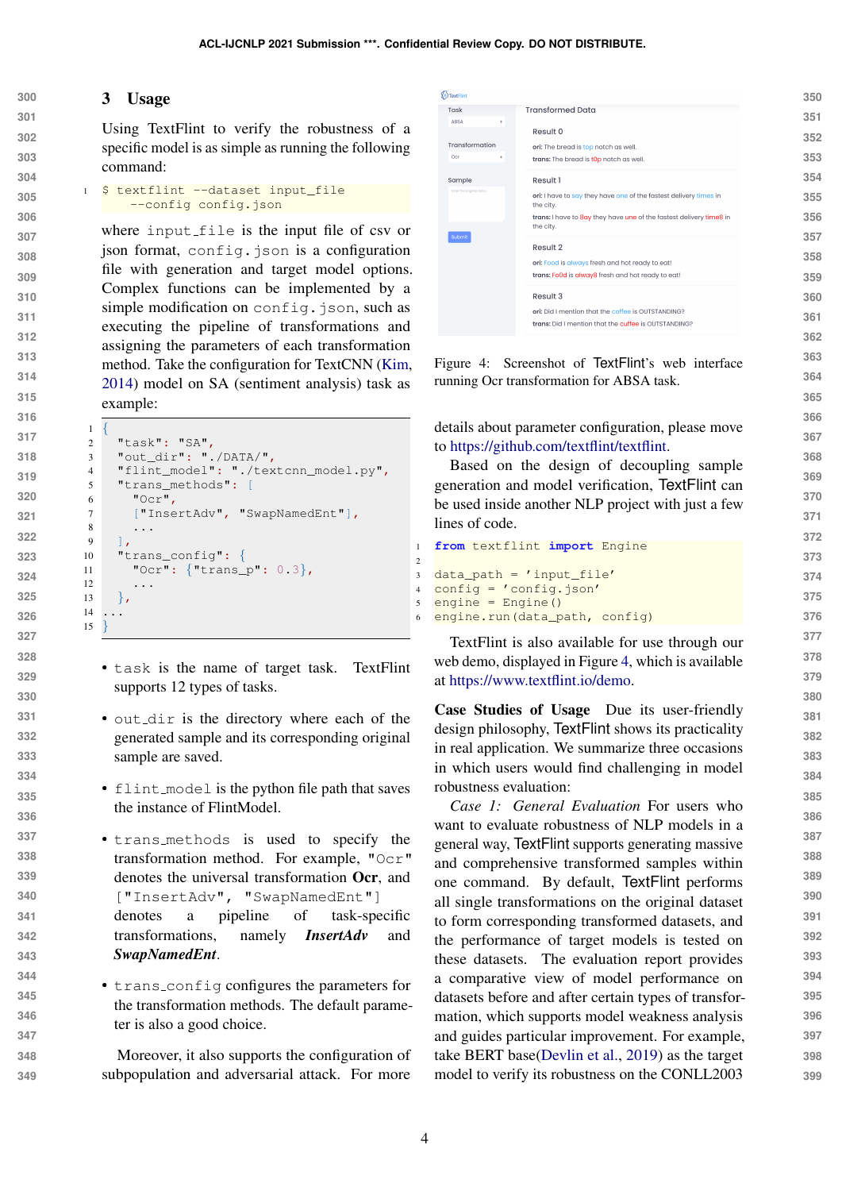## 3 Usage

Using TextFlint to verify the robustness of a specific model is as simple as running the following command:

```
$ textflint --dataset input_file
    --config config.json
```

where `input_file` is the input file of csv or json format, `config.json` is a configuration file with generation and target model options. Complex functions can be implemented by a simple modification on `config.json`, such as executing the pipeline of transformations and assigning the parameters of each transformation method. Take the configuration for TextCNN (Kim, 2014) model on SA (sentiment analysis) task as example:

```
{
  "task": "SA",
  "out_dir": "./DATA/",
  "flint_model": "./textcnn_model.py",
  "trans_methods": [
    "Ocr",
    ["InsertAdv", "SwapNamedEnt"],
    ...
  ],
  "trans_config": {
    "Ocr": {"trans_p": 0.3},
    ...
  },
...
}
```

- `task` is the name of target task. TextFlint supports 12 types of tasks.
- `out_dir` is the directory where each of the generated sample and its corresponding original sample are saved.
- `flint_model` is the python file path that saves the instance of FlintModel.
- `trans_methods` is used to specify the transformation method. For example, `"Ocr"` denotes the universal transformation **Ocr**, and `["InsertAdv", "SwapNamedEnt"]` denotes a pipeline of task-specific transformations, namely ***InsertAdv*** and ***SwapNamedEnt***.
- `trans_config` configures the parameters for the transformation methods. The default parameter is also a good choice.

Moreover, it also supports the configuration of subpopulation and adversarial attack. For more details about parameter configuration, please move to https://github.com/textflint/textflint.

Figure 4: Screenshot of TextFlint's web interface running Ocr transformation for ABSA task.

Based on the design of decoupling sample generation and model verification, TextFlint can be used inside another NLP project with just a few lines of code.

```
from textflint import Engine

data_path = 'input_file'
config = 'config.json'
engine = Engine()
engine.run(data_path, config)
```

TextFlint is also available for use through our web demo, displayed in Figure 4, which is available at https://www.textflint.io/demo.

**Case Studies of Usage** Due its user-friendly design philosophy, TextFlint shows its practicality in real application. We summarize three occasions in which users would find challenging in model robustness evaluation:

*Case 1: General Evaluation* For users who want to evaluate robustness of NLP models in a general way, TextFlint supports generating massive and comprehensive transformed samples within one command. By default, TextFlint performs all single transformations on the original dataset to form corresponding transformed datasets, and the performance of target models is tested on these datasets. The evaluation report provides a comparative view of model performance on datasets before and after certain types of transformation, which supports model weakness analysis and guides particular improvement. For example, take BERT base(Devlin et al., 2019) as the target model to verify its robustness on the CONLL2003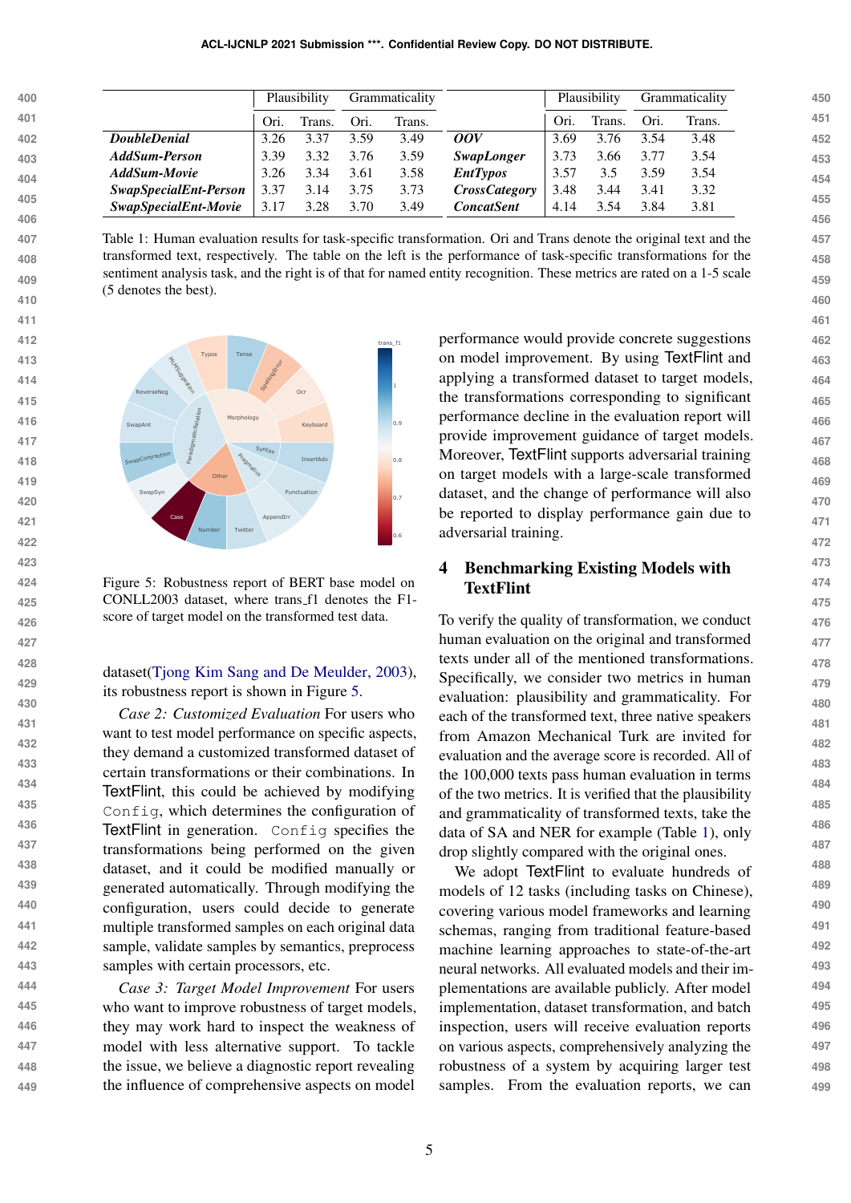| | Plausibility | | Grammaticality | | | Plausibility | | Grammaticality | |
|---|---|---|---|---|---|---|---|---|---|
| | Ori. | Trans. | Ori. | Trans. | | Ori. | Trans. | Ori. | Trans. |
| ***DoubleDenial*** | 3.26 | 3.37 | 3.59 | 3.49 | ***OOV*** | 3.69 | 3.76 | 3.54 | 3.48 |
| ***AddSum-Person*** | 3.39 | 3.32 | 3.76 | 3.59 | ***SwapLonger*** | 3.73 | 3.66 | 3.77 | 3.54 |
| ***AddSum-Movie*** | 3.26 | 3.34 | 3.61 | 3.58 | ***EntTypos*** | 3.57 | 3.5 | 3.59 | 3.54 |
| ***SwapSpecialEnt-Person*** | 3.37 | 3.14 | 3.75 | 3.73 | ***CrossCategory*** | 3.48 | 3.44 | 3.41 | 3.32 |
| ***SwapSpecialEnt-Movie*** | 3.17 | 3.28 | 3.70 | 3.49 | ***ConcatSent*** | 4.14 | 3.54 | 3.84 | 3.81 |

Table 1: Human evaluation results for task-specific transformation. Ori and Trans denote the original text and the transformed text, respectively. The table on the left is the performance of task-specific transformations for the sentiment analysis task, and the right is of that for named entity recognition. These metrics are rated on a 1-5 scale (5 denotes the best).

Figure 5: Robustness report of BERT base model on CONLL2003 dataset, where trans_f1 denotes the F1-score of target model on the transformed test data.

dataset(Tjong Kim Sang and De Meulder, 2003), its robustness report is shown in Figure 5.

*Case 2: Customized Evaluation* For users who want to test model performance on specific aspects, they demand a customized transformed dataset of certain transformations or their combinations. In TextFlint, this could be achieved by modifying `Config`, which determines the configuration of TextFlint in generation. `Config` specifies the transformations being performed on the given dataset, and it could be modified manually or generated automatically. Through modifying the configuration, users could decide to generate multiple transformed samples on each original data sample, validate samples by semantics, preprocess samples with certain processors, etc.

*Case 3: Target Model Improvement* For users who want to improve robustness of target models, they may work hard to inspect the weakness of model with less alternative support. To tackle the issue, we believe a diagnostic report revealing the influence of comprehensive aspects on model performance would provide concrete suggestions on model improvement. By using TextFlint and applying a transformed dataset to target models, the transformations corresponding to significant performance decline in the evaluation report will provide improvement guidance of target models. Moreover, TextFlint supports adversarial training on target models with a large-scale transformed dataset, and the change of performance will also be reported to display performance gain due to adversarial training.

## 4 Benchmarking Existing Models with TextFlint

To verify the quality of transformation, we conduct human evaluation on the original and transformed texts under all of the mentioned transformations. Specifically, we consider two metrics in human evaluation: plausibility and grammaticality. For each of the transformed text, three native speakers from Amazon Mechanical Turk are invited for evaluation and the average score is recorded. All of the 100,000 texts pass human evaluation in terms of the two metrics. It is verified that the plausibility and grammaticality of transformed texts, take the data of SA and NER for example (Table 1), only drop slightly compared with the original ones.

We adopt TextFlint to evaluate hundreds of models of 12 tasks (including tasks on Chinese), covering various model frameworks and learning schemas, ranging from traditional feature-based machine learning approaches to state-of-the-art neural networks. All evaluated models and their implementations are available publicly. After model implementation, dataset transformation, and batch inspection, users will receive evaluation reports on various aspects, comprehensively analyzing the robustness of a system by acquiring larger test samples. From the evaluation reports, we can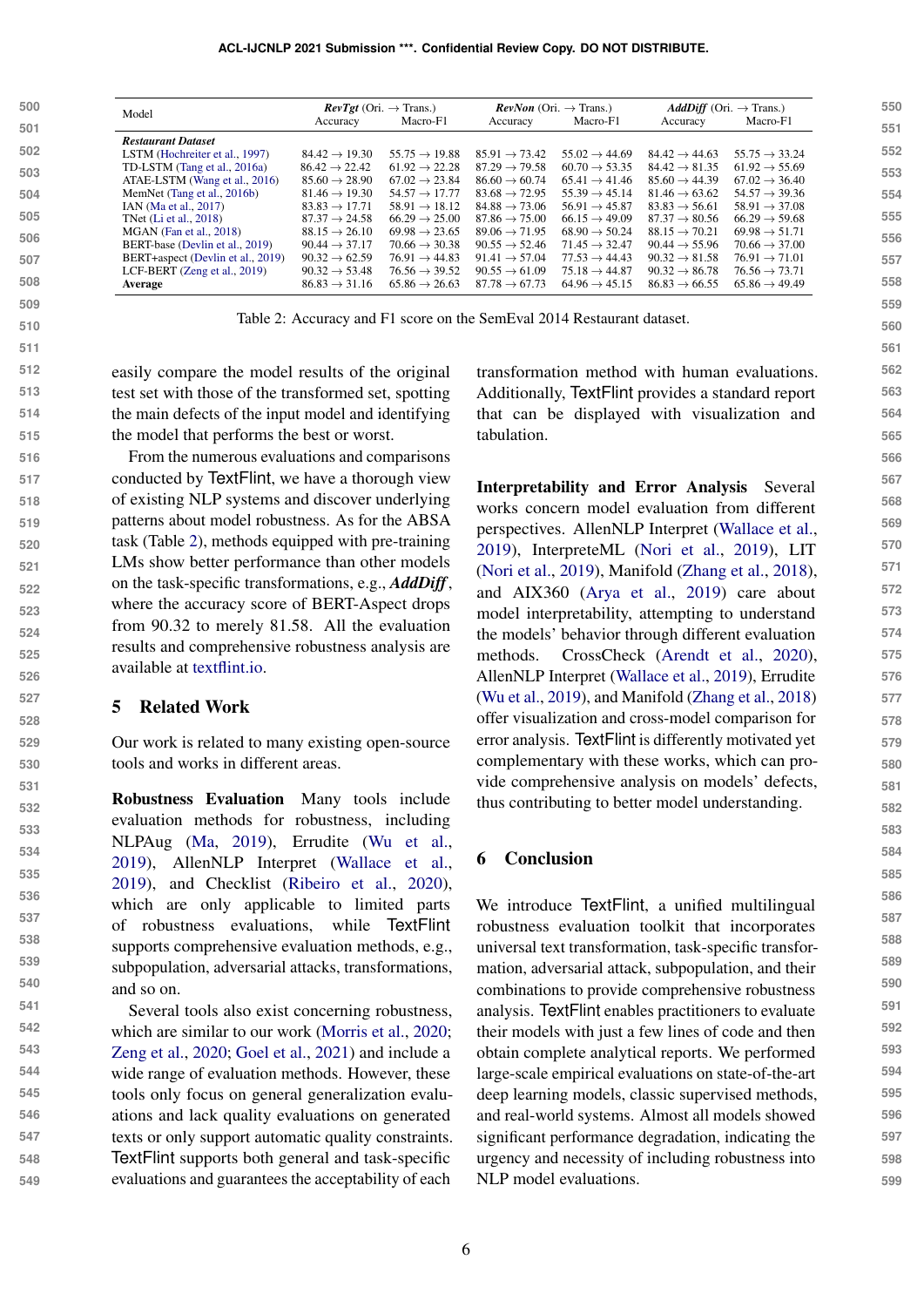| Model | *RevTgt* (Ori. → Trans.) | | *RevNon* (Ori. → Trans.) | | *AddDiff* (Ori. → Trans.) | |
|---|---|---|---|---|---|---|
| | Accuracy | Macro-F1 | Accuracy | Macro-F1 | Accuracy | Macro-F1 |
| ***Restaurant Dataset*** | | | | | | |
| LSTM (Hochreiter et al., 1997) | 84.42 → 19.30 | 55.75 → 19.88 | 85.91 → 73.42 | 55.02 → 44.69 | 84.42 → 44.63 | 55.75 → 33.24 |
| TD-LSTM (Tang et al., 2016a) | 86.42 → 22.42 | 61.92 → 22.28 | 87.29 → 79.58 | 60.70 → 53.35 | 84.42 → 81.35 | 61.92 → 55.69 |
| ATAE-LSTM (Wang et al., 2016) | 85.60 → 28.90 | 67.02 → 23.84 | 86.60 → 60.74 | 65.41 → 41.46 | 85.60 → 44.39 | 67.02 → 36.40 |
| MemNet (Tang et al., 2016b) | 81.46 → 19.30 | 54.57 → 17.77 | 83.68 → 72.95 | 55.39 → 45.14 | 81.46 → 63.62 | 54.57 → 39.36 |
| IAN (Ma et al., 2017) | 83.83 → 17.71 | 58.91 → 18.12 | 84.88 → 73.06 | 56.91 → 45.87 | 83.83 → 56.61 | 58.91 → 37.08 |
| TNet (Li et al., 2018) | 87.37 → 24.58 | 66.29 → 25.00 | 87.86 → 75.00 | 66.15 → 49.09 | 87.37 → 80.56 | 66.29 → 59.68 |
| MGAN (Fan et al., 2018) | 88.15 → 26.10 | 69.98 → 23.65 | 89.06 → 71.95 | 68.90 → 50.24 | 88.15 → 70.21 | 69.98 → 51.71 |
| BERT-base (Devlin et al., 2019) | 90.44 → 37.17 | 70.66 → 30.38 | 90.55 → 52.46 | 71.45 → 32.47 | 90.44 → 55.96 | 70.66 → 37.00 |
| BERT+aspect (Devlin et al., 2019) | 90.32 → 62.59 | 76.91 → 44.83 | 91.41 → 57.04 | 77.53 → 44.43 | 90.32 → 81.58 | 76.91 → 71.01 |
| LCF-BERT (Zeng et al., 2019) | 90.32 → 53.48 | 76.56 → 39.52 | 90.55 → 61.09 | 75.18 → 44.87 | 90.32 → 86.78 | 76.56 → 73.71 |
| **Average** | 86.83 → 31.16 | 65.86 → 26.63 | 87.78 → 67.73 | 64.96 → 45.15 | 86.83 → 66.55 | 65.86 → 49.49 |

Table 2: Accuracy and F1 score on the SemEval 2014 Restaurant dataset.

easily compare the model results of the original test set with those of the transformed set, spotting the main defects of the input model and identifying the model that performs the best or worst.

From the numerous evaluations and comparisons conducted by TextFlint, we have a thorough view of existing NLP systems and discover underlying patterns about model robustness. As for the ABSA task (Table 2), methods equipped with pre-training LMs show better performance than other models on the task-specific transformations, e.g., ***AddDiff***, where the accuracy score of BERT-Aspect drops from 90.32 to merely 81.58. All the evaluation results and comprehensive robustness analysis are available at textflint.io.

## 5 Related Work

Our work is related to many existing open-source tools and works in different areas.

**Robustness Evaluation** Many tools include evaluation methods for robustness, including NLPAug (Ma, 2019), Errudite (Wu et al., 2019), AllenNLP Interpret (Wallace et al., 2019), and Checklist (Ribeiro et al., 2020), which are only applicable to limited parts of robustness evaluations, while TextFlint supports comprehensive evaluation methods, e.g., subpopulation, adversarial attacks, transformations, and so on.

Several tools also exist concerning robustness, which are similar to our work (Morris et al., 2020; Zeng et al., 2020; Goel et al., 2021) and include a wide range of evaluation methods. However, these tools only focus on general generalization evaluations and lack quality evaluations on generated texts or only support automatic quality constraints. TextFlint supports both general and task-specific evaluations and guarantees the acceptability of each transformation method with human evaluations. Additionally, TextFlint provides a standard report that can be displayed with visualization and tabulation.

**Interpretability and Error Analysis** Several works concern model evaluation from different perspectives. AllenNLP Interpret (Wallace et al., 2019), InterpreteML (Nori et al., 2019), LIT (Nori et al., 2019), Manifold (Zhang et al., 2018), and AIX360 (Arya et al., 2019) care about model interpretability, attempting to understand the models' behavior through different evaluation methods. CrossCheck (Arendt et al., 2020), AllenNLP Interpret (Wallace et al., 2019), Errudite (Wu et al., 2019), and Manifold (Zhang et al., 2018) offer visualization and cross-model comparison for error analysis. TextFlint is differently motivated yet complementary with these works, which can provide comprehensive analysis on models' defects, thus contributing to better model understanding.

## 6 Conclusion

We introduce TextFlint, a unified multilingual robustness evaluation toolkit that incorporates universal text transformation, task-specific transformation, adversarial attack, subpopulation, and their combinations to provide comprehensive robustness analysis. TextFlint enables practitioners to evaluate their models with just a few lines of code and then obtain complete analytical reports. We performed large-scale empirical evaluations on state-of-the-art deep learning models, classic supervised methods, and real-world systems. Almost all models showed significant performance degradation, indicating the urgency and necessity of including robustness into NLP model evaluations.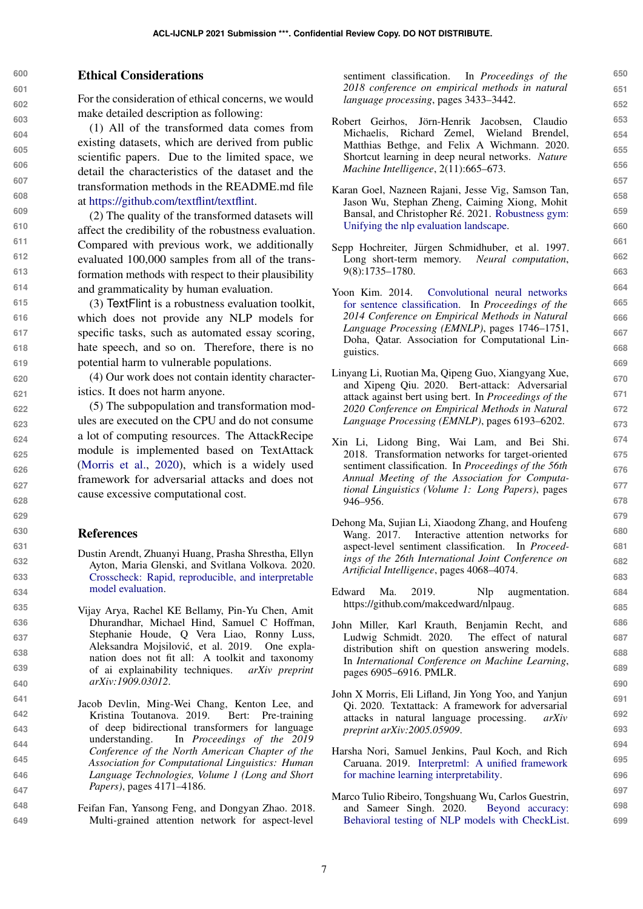## Ethical Considerations

For the consideration of ethical concerns, we would make detailed description as following:

(1) All of the transformed data comes from existing datasets, which are derived from public scientific papers. Due to the limited space, we detail the characteristics of the dataset and the transformation methods in the README.md file at https://github.com/textflint/textflint.

(2) The quality of the transformed datasets will affect the credibility of the robustness evaluation. Compared with previous work, we additionally evaluated 100,000 samples from all of the transformation methods with respect to their plausibility and grammaticality by human evaluation.

(3) TextFlint is a robustness evaluation toolkit, which does not provide any NLP models for specific tasks, such as automated essay scoring, hate speech, and so on. Therefore, there is no potential harm to vulnerable populations.

(4) Our work does not contain identity characteristics. It does not harm anyone.

(5) The subpopulation and transformation modules are executed on the CPU and do not consume a lot of computing resources. The AttackRecipe module is implemented based on TextAttack (Morris et al., 2020), which is a widely used framework for adversarial attacks and does not cause excessive computational cost.

## References

Dustin Arendt, Zhuanyi Huang, Prasha Shrestha, Ellyn Ayton, Maria Glenski, and Svitlana Volkova. 2020. Crosscheck: Rapid, reproducible, and interpretable model evaluation.

Vijay Arya, Rachel KE Bellamy, Pin-Yu Chen, Amit Dhurandhar, Michael Hind, Samuel C Hoffman, Stephanie Houde, Q Vera Liao, Ronny Luss, Aleksandra Mojsilović, et al. 2019. One explanation does not fit all: A toolkit and taxonomy of ai explainability techniques. *arXiv preprint arXiv:1909.03012*.

Jacob Devlin, Ming-Wei Chang, Kenton Lee, and Kristina Toutanova. 2019. Bert: Pre-training of deep bidirectional transformers for language understanding. In *Proceedings of the 2019 Conference of the North American Chapter of the Association for Computational Linguistics: Human Language Technologies, Volume 1 (Long and Short Papers)*, pages 4171–4186.

Feifan Fan, Yansong Feng, and Dongyan Zhao. 2018. Multi-grained attention network for aspect-level sentiment classification. In *Proceedings of the 2018 conference on empirical methods in natural language processing*, pages 3433–3442.

Robert Geirhos, Jörn-Henrik Jacobsen, Claudio Michaelis, Richard Zemel, Wieland Brendel, Matthias Bethge, and Felix A Wichmann. 2020. Shortcut learning in deep neural networks. *Nature Machine Intelligence*, 2(11):665–673.

Karan Goel, Nazneen Rajani, Jesse Vig, Samson Tan, Jason Wu, Stephan Zheng, Caiming Xiong, Mohit Bansal, and Christopher Ré. 2021. Robustness gym: Unifying the nlp evaluation landscape.

Sepp Hochreiter, Jürgen Schmidhuber, et al. 1997. Long short-term memory. *Neural computation*, 9(8):1735–1780.

Yoon Kim. 2014. Convolutional neural networks for sentence classification. In *Proceedings of the 2014 Conference on Empirical Methods in Natural Language Processing (EMNLP)*, pages 1746–1751, Doha, Qatar. Association for Computational Linguistics.

Linyang Li, Ruotian Ma, Qipeng Guo, Xiangyang Xue, and Xipeng Qiu. 2020. Bert-attack: Adversarial attack against bert using bert. In *Proceedings of the 2020 Conference on Empirical Methods in Natural Language Processing (EMNLP)*, pages 6193–6202.

Xin Li, Lidong Bing, Wai Lam, and Bei Shi. 2018. Transformation networks for target-oriented sentiment classification. In *Proceedings of the 56th Annual Meeting of the Association for Computational Linguistics (Volume 1: Long Papers)*, pages 946–956.

Dehong Ma, Sujian Li, Xiaodong Zhang, and Houfeng Wang. 2017. Interactive attention networks for aspect-level sentiment classification. In *Proceedings of the 26th International Joint Conference on Artificial Intelligence*, pages 4068–4074.

Edward Ma. 2019. Nlp augmentation. https://github.com/makcedward/nlpaug.

John Miller, Karl Krauth, Benjamin Recht, and Ludwig Schmidt. 2020. The effect of natural distribution shift on question answering models. In *International Conference on Machine Learning*, pages 6905–6916. PMLR.

John X Morris, Eli Lifland, Jin Yong Yoo, and Yanjun Qi. 2020. Textattack: A framework for adversarial attacks in natural language processing. *arXiv preprint arXiv:2005.05909*.

Harsha Nori, Samuel Jenkins, Paul Koch, and Rich Caruana. 2019. Interpretml: A unified framework for machine learning interpretability.

Marco Tulio Ribeiro, Tongshuang Wu, Carlos Guestrin, and Sameer Singh. 2020. Beyond accuracy: Behavioral testing of NLP models with CheckList.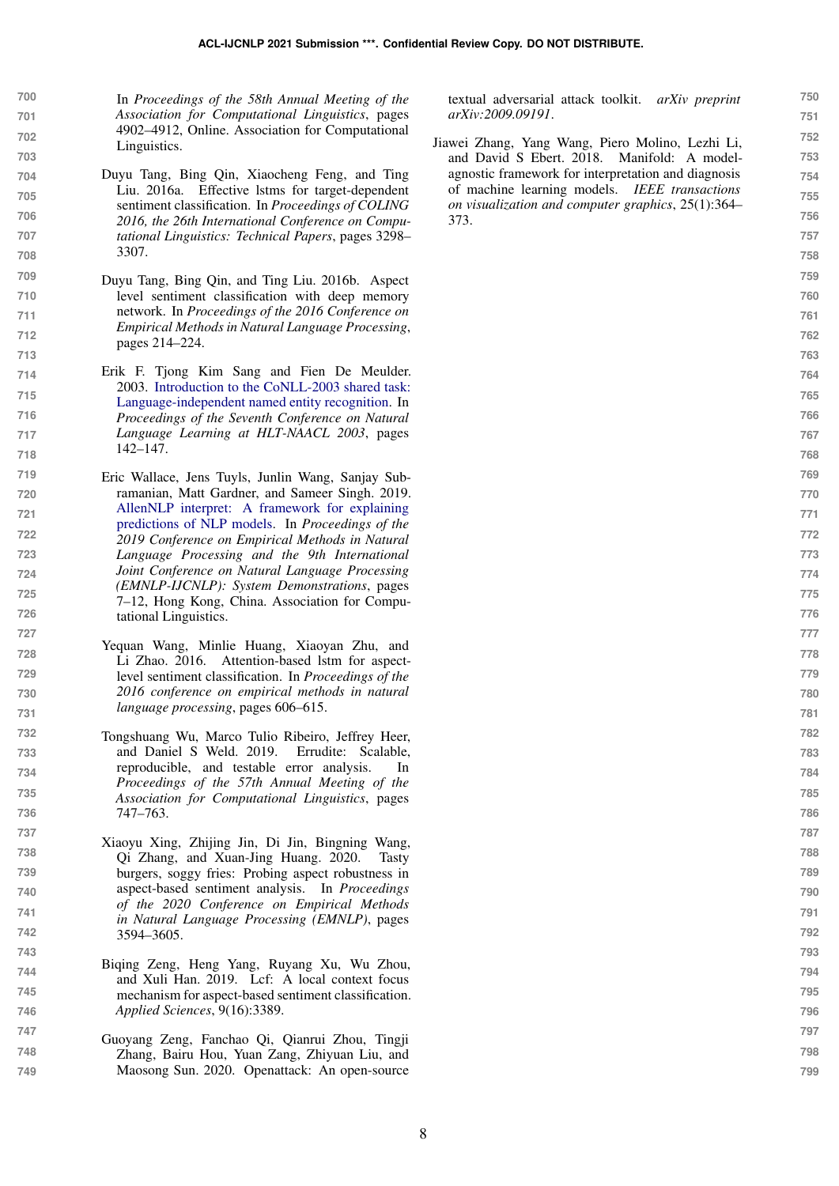In *Proceedings of the 58th Annual Meeting of the Association for Computational Linguistics*, pages 4902–4912, Online. Association for Computational Linguistics.

Duyu Tang, Bing Qin, Xiaocheng Feng, and Ting Liu. 2016a. Effective lstms for target-dependent sentiment classification. In *Proceedings of COLING 2016, the 26th International Conference on Computational Linguistics: Technical Papers*, pages 3298–3307.

Duyu Tang, Bing Qin, and Ting Liu. 2016b. Aspect level sentiment classification with deep memory network. In *Proceedings of the 2016 Conference on Empirical Methods in Natural Language Processing*, pages 214–224.

Erik F. Tjong Kim Sang and Fien De Meulder. 2003. Introduction to the CoNLL-2003 shared task: Language-independent named entity recognition. In *Proceedings of the Seventh Conference on Natural Language Learning at HLT-NAACL 2003*, pages 142–147.

Eric Wallace, Jens Tuyls, Junlin Wang, Sanjay Subramanian, Matt Gardner, and Sameer Singh. 2019. AllenNLP interpret: A framework for explaining predictions of NLP models. In *Proceedings of the 2019 Conference on Empirical Methods in Natural Language Processing and the 9th International Joint Conference on Natural Language Processing (EMNLP-IJCNLP): System Demonstrations*, pages 7–12, Hong Kong, China. Association for Computational Linguistics.

Yequan Wang, Minlie Huang, Xiaoyan Zhu, and Li Zhao. 2016. Attention-based lstm for aspect-level sentiment classification. In *Proceedings of the 2016 conference on empirical methods in natural language processing*, pages 606–615.

Tongshuang Wu, Marco Tulio Ribeiro, Jeffrey Heer, and Daniel S Weld. 2019. Errudite: Scalable, reproducible, and testable error analysis. In *Proceedings of the 57th Annual Meeting of the Association for Computational Linguistics*, pages 747–763.

Xiaoyu Xing, Zhijing Jin, Di Jin, Bingning Wang, Qi Zhang, and Xuan-Jing Huang. 2020. Tasty burgers, soggy fries: Probing aspect robustness in aspect-based sentiment analysis. In *Proceedings of the 2020 Conference on Empirical Methods in Natural Language Processing (EMNLP)*, pages 3594–3605.

Biqing Zeng, Heng Yang, Ruyang Xu, Wu Zhou, and Xuli Han. 2019. Lcf: A local context focus mechanism for aspect-based sentiment classification. *Applied Sciences*, 9(16):3389.

Guoyang Zeng, Fanchao Qi, Qianrui Zhou, Tingji Zhang, Bairu Hou, Yuan Zang, Zhiyuan Liu, and Maosong Sun. 2020. Openattack: An open-source textual adversarial attack toolkit. *arXiv preprint arXiv:2009.09191*.

Jiawei Zhang, Yang Wang, Piero Molino, Lezhi Li, and David S Ebert. 2018. Manifold: A model-agnostic framework for interpretation and diagnosis of machine learning models. *IEEE transactions on visualization and computer graphics*, 25(1):364–373.